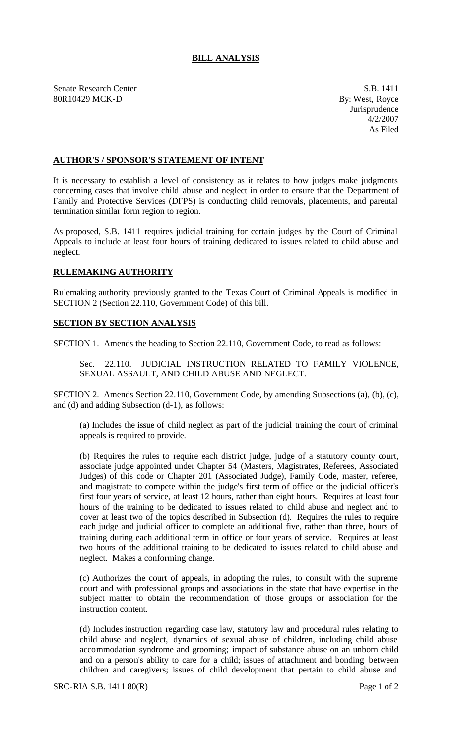# BILL ANALYSIS

Senate Research Center
80R10429 MCK-D

S.B. 1411
By: West, Royce
Jurisprudence
4/2/2007
As Filed

## AUTHOR'S / SPONSOR'S STATEMENT OF INTENT

It is necessary to establish a level of consistency as it relates to how judges make judgments concerning cases that involve child abuse and neglect in order to ensure that the Department of Family and Protective Services (DFPS) is conducting child removals, placements, and parental termination similar form region to region.

As proposed, S.B. 1411 requires judicial training for certain judges by the Court of Criminal Appeals to include at least four hours of training dedicated to issues related to child abuse and neglect.

## RULEMAKING AUTHORITY

Rulemaking authority previously granted to the Texas Court of Criminal Appeals is modified in SECTION 2 (Section 22.110, Government Code) of this bill.

## SECTION BY SECTION ANALYSIS

SECTION 1. Amends the heading to Section 22.110, Government Code, to read as follows:

> Sec. 22.110. JUDICIAL INSTRUCTION RELATED TO FAMILY VIOLENCE, SEXUAL ASSAULT, AND CHILD ABUSE AND NEGLECT.

SECTION 2. Amends Section 22.110, Government Code, by amending Subsections (a), (b), (c), and (d) and adding Subsection (d-1), as follows:

> (a) Includes the issue of child neglect as part of the judicial training the court of criminal appeals is required to provide.
>
> (b) Requires the rules to require each district judge, judge of a statutory county court, associate judge appointed under Chapter 54 (Masters, Magistrates, Referees, Associated Judges) of this code or Chapter 201 (Associated Judge), Family Code, master, referee, and magistrate to compete within the judge's first term of office or the judicial officer's first four years of service, at least 12 hours, rather than eight hours. Requires at least four hours of the training to be dedicated to issues related to child abuse and neglect and to cover at least two of the topics described in Subsection (d). Requires the rules to require each judge and judicial officer to complete an additional five, rather than three, hours of training during each additional term in office or four years of service. Requires at least two hours of the additional training to be dedicated to issues related to child abuse and neglect. Makes a conforming change.
>
> (c) Authorizes the court of appeals, in adopting the rules, to consult with the supreme court and with professional groups and associations in the state that have expertise in the subject matter to obtain the recommendation of those groups or association for the instruction content.
>
> (d) Includes instruction regarding case law, statutory law and procedural rules relating to child abuse and neglect, dynamics of sexual abuse of children, including child abuse accommodation syndrome and grooming; impact of substance abuse on an unborn child and on a person's ability to care for a child; issues of attachment and bonding between children and caregivers; issues of child development that pertain to child abuse and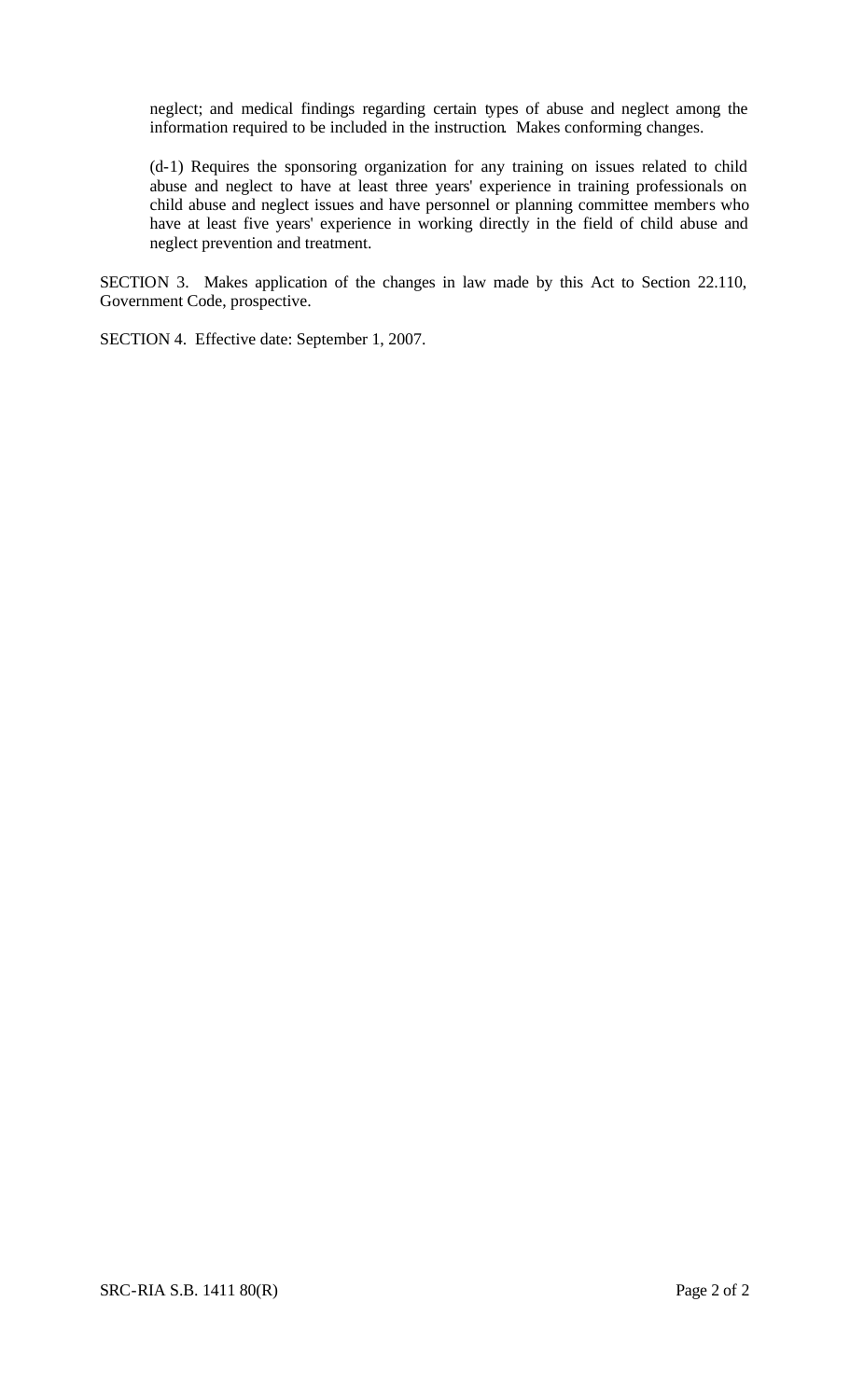neglect; and medical findings regarding certain types of abuse and neglect among the information required to be included in the instruction. Makes conforming changes.

(d-1) Requires the sponsoring organization for any training on issues related to child abuse and neglect to have at least three years' experience in training professionals on child abuse and neglect issues and have personnel or planning committee members who have at least five years' experience in working directly in the field of child abuse and neglect prevention and treatment.

SECTION 3. Makes application of the changes in law made by this Act to Section 22.110, Government Code, prospective.

SECTION 4. Effective date: September 1, 2007.